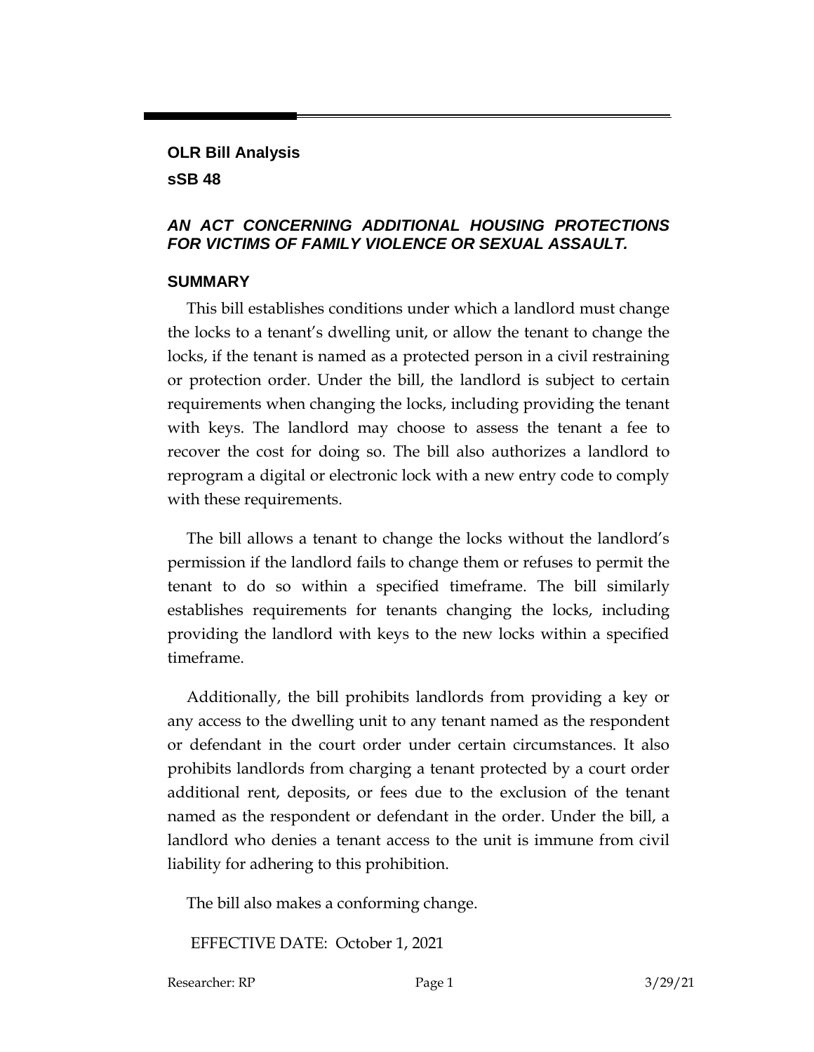**OLR Bill Analysis**

**sSB 48**

***AN ACT CONCERNING ADDITIONAL HOUSING PROTECTIONS FOR VICTIMS OF FAMILY VIOLENCE OR SEXUAL ASSAULT.***

## SUMMARY

This bill establishes conditions under which a landlord must change the locks to a tenant's dwelling unit, or allow the tenant to change the locks, if the tenant is named as a protected person in a civil restraining or protection order. Under the bill, the landlord is subject to certain requirements when changing the locks, including providing the tenant with keys. The landlord may choose to assess the tenant a fee to recover the cost for doing so. The bill also authorizes a landlord to reprogram a digital or electronic lock with a new entry code to comply with these requirements.

The bill allows a tenant to change the locks without the landlord's permission if the landlord fails to change them or refuses to permit the tenant to do so within a specified timeframe. The bill similarly establishes requirements for tenants changing the locks, including providing the landlord with keys to the new locks within a specified timeframe.

Additionally, the bill prohibits landlords from providing a key or any access to the dwelling unit to any tenant named as the respondent or defendant in the court order under certain circumstances. It also prohibits landlords from charging a tenant protected by a court order additional rent, deposits, or fees due to the exclusion of the tenant named as the respondent or defendant in the order. Under the bill, a landlord who denies a tenant access to the unit is immune from civil liability for adhering to this prohibition.

The bill also makes a conforming change.

EFFECTIVE DATE: October 1, 2021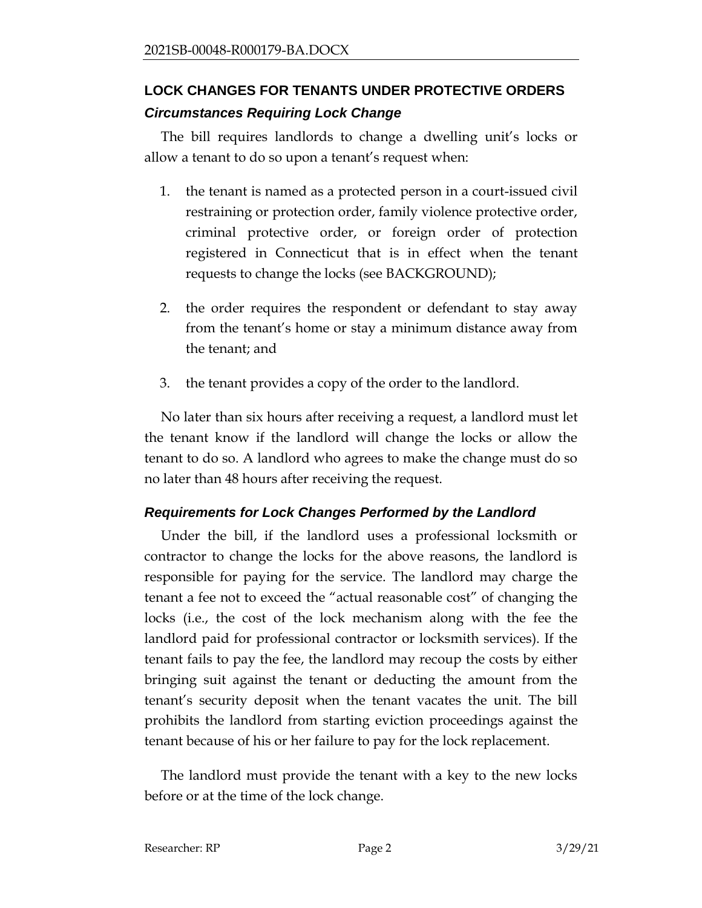## LOCK CHANGES FOR TENANTS UNDER PROTECTIVE ORDERS

### *Circumstances Requiring Lock Change*

The bill requires landlords to change a dwelling unit's locks or allow a tenant to do so upon a tenant's request when:

1. the tenant is named as a protected person in a court-issued civil restraining or protection order, family violence protective order, criminal protective order, or foreign order of protection registered in Connecticut that is in effect when the tenant requests to change the locks (see BACKGROUND);

2. the order requires the respondent or defendant to stay away from the tenant's home or stay a minimum distance away from the tenant; and

3. the tenant provides a copy of the order to the landlord.

No later than six hours after receiving a request, a landlord must let the tenant know if the landlord will change the locks or allow the tenant to do so. A landlord who agrees to make the change must do so no later than 48 hours after receiving the request.

### *Requirements for Lock Changes Performed by the Landlord*

Under the bill, if the landlord uses a professional locksmith or contractor to change the locks for the above reasons, the landlord is responsible for paying for the service. The landlord may charge the tenant a fee not to exceed the "actual reasonable cost" of changing the locks (i.e., the cost of the lock mechanism along with the fee the landlord paid for professional contractor or locksmith services). If the tenant fails to pay the fee, the landlord may recoup the costs by either bringing suit against the tenant or deducting the amount from the tenant's security deposit when the tenant vacates the unit. The bill prohibits the landlord from starting eviction proceedings against the tenant because of his or her failure to pay for the lock replacement.

The landlord must provide the tenant with a key to the new locks before or at the time of the lock change.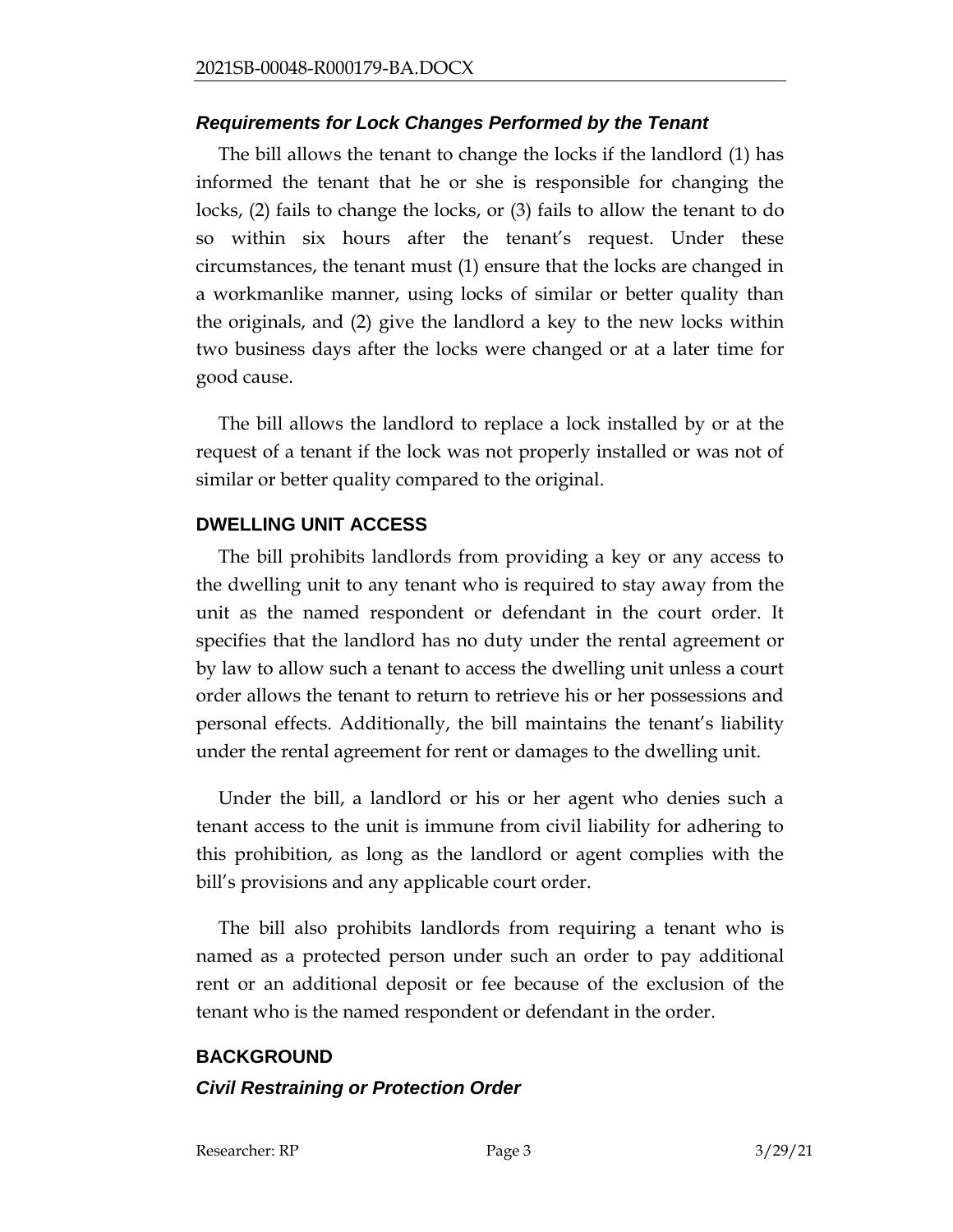### *Requirements for Lock Changes Performed by the Tenant*

The bill allows the tenant to change the locks if the landlord (1) has informed the tenant that he or she is responsible for changing the locks, (2) fails to change the locks, or (3) fails to allow the tenant to do so within six hours after the tenant's request. Under these circumstances, the tenant must (1) ensure that the locks are changed in a workmanlike manner, using locks of similar or better quality than the originals, and (2) give the landlord a key to the new locks within two business days after the locks were changed or at a later time for good cause.

The bill allows the landlord to replace a lock installed by or at the request of a tenant if the lock was not properly installed or was not of similar or better quality compared to the original.

## DWELLING UNIT ACCESS

The bill prohibits landlords from providing a key or any access to the dwelling unit to any tenant who is required to stay away from the unit as the named respondent or defendant in the court order. It specifies that the landlord has no duty under the rental agreement or by law to allow such a tenant to access the dwelling unit unless a court order allows the tenant to return to retrieve his or her possessions and personal effects. Additionally, the bill maintains the tenant's liability under the rental agreement for rent or damages to the dwelling unit.

Under the bill, a landlord or his or her agent who denies such a tenant access to the unit is immune from civil liability for adhering to this prohibition, as long as the landlord or agent complies with the bill's provisions and any applicable court order.

The bill also prohibits landlords from requiring a tenant who is named as a protected person under such an order to pay additional rent or an additional deposit or fee because of the exclusion of the tenant who is the named respondent or defendant in the order.

## BACKGROUND

### *Civil Restraining or Protection Order*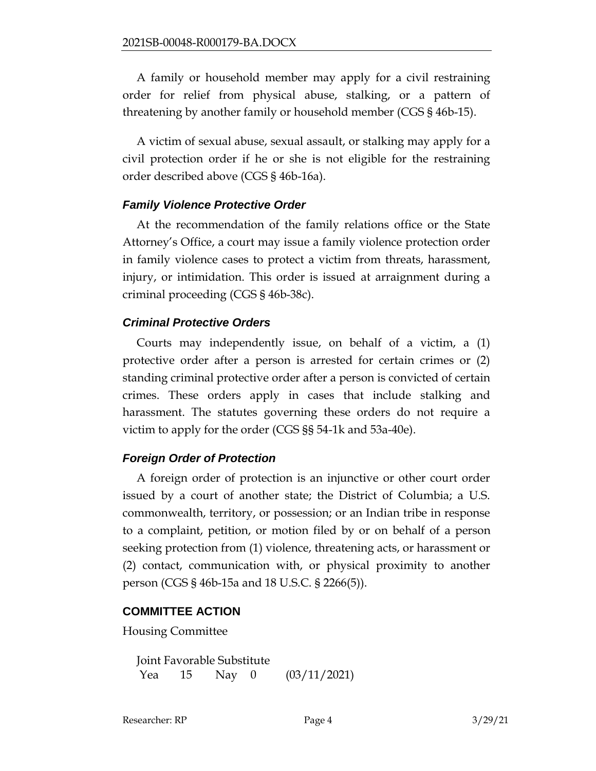A family or household member may apply for a civil restraining order for relief from physical abuse, stalking, or a pattern of threatening by another family or household member (CGS § 46b-15).

A victim of sexual abuse, sexual assault, or stalking may apply for a civil protection order if he or she is not eligible for the restraining order described above (CGS § 46b-16a).

### *Family Violence Protective Order*

At the recommendation of the family relations office or the State Attorney's Office, a court may issue a family violence protection order in family violence cases to protect a victim from threats, harassment, injury, or intimidation. This order is issued at arraignment during a criminal proceeding (CGS § 46b-38c).

### *Criminal Protective Orders*

Courts may independently issue, on behalf of a victim, a (1) protective order after a person is arrested for certain crimes or (2) standing criminal protective order after a person is convicted of certain crimes. These orders apply in cases that include stalking and harassment. The statutes governing these orders do not require a victim to apply for the order (CGS §§ 54-1k and 53a-40e).

### *Foreign Order of Protection*

A foreign order of protection is an injunctive or other court order issued by a court of another state; the District of Columbia; a U.S. commonwealth, territory, or possession; or an Indian tribe in response to a complaint, petition, or motion filed by or on behalf of a person seeking protection from (1) violence, threatening acts, or harassment or (2) contact, communication with, or physical proximity to another person (CGS § 46b-15a and 18 U.S.C. § 2266(5)).

## COMMITTEE ACTION

Housing Committee

Joint Favorable Substitute
Yea 15 Nay 0 (03/11/2021)